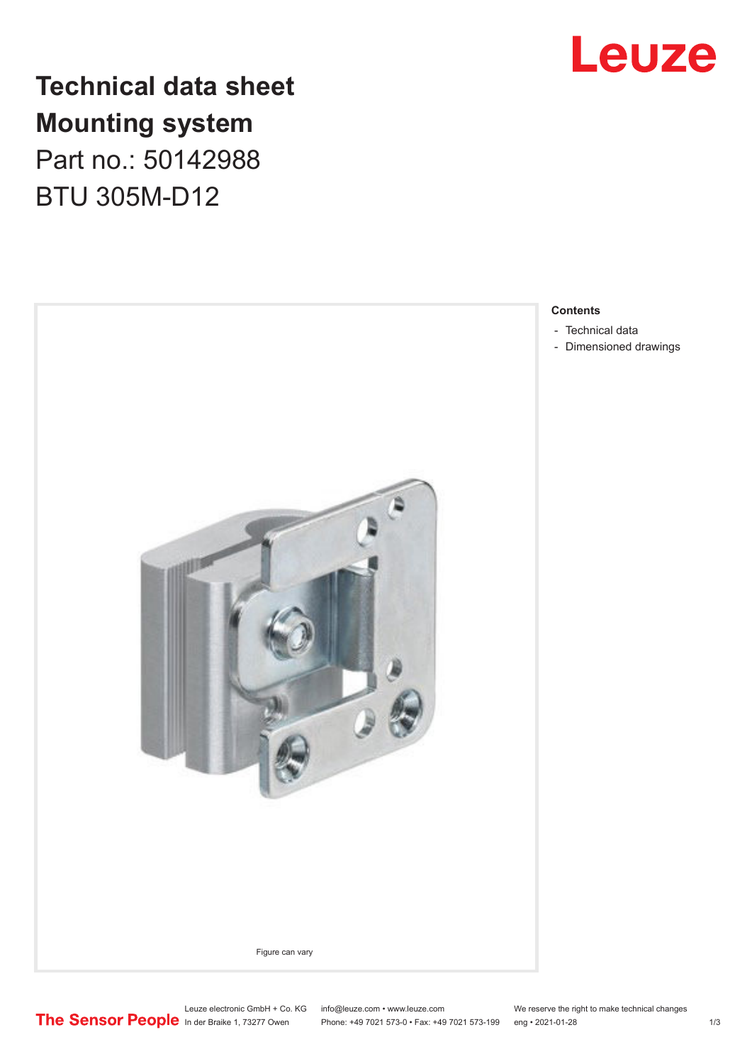# Technical data sheet

## Mounting system

Part no.: 50142988

BTU 305M-D12

Figure can vary

**Contents**

- Technical data
- Dimensioned drawings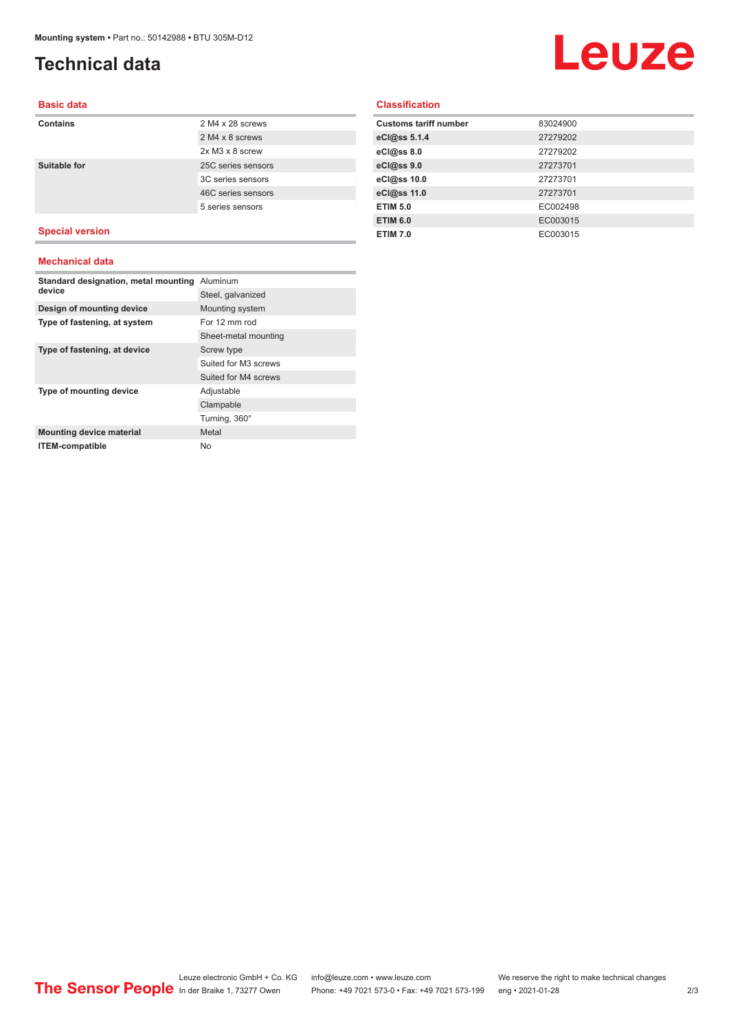# Technical data

## Basic data

| | |
|---|---|
| **Contains** | 2 M4 x 28 screws |
| | 2 M4 x 8 screws |
| | 2x M3 x 8 screw |
| **Suitable for** | 25C series sensors |
| | 3C series sensors |
| | 46C series sensors |
| | 5 series sensors |

## Special version

## Mechanical data

| | |
|---|---|
| **Standard designation, metal mounting device** | Aluminum |
| | Steel, galvanized |
| **Design of mounting device** | Mounting system |
| **Type of fastening, at system** | For 12 mm rod |
| | Sheet-metal mounting |
| **Type of fastening, at device** | Screw type |
| | Suited for M3 screws |
| | Suited for M4 screws |
| **Type of mounting device** | Adjustable |
| | Clampable |
| | Turning, 360° |
| **Mounting device material** | Metal |
| **ITEM-compatible** | No |

## Classification

| | |
|---|---|
| **Customs tariff number** | 83024900 |
| **eCl@ss 5.1.4** | 27279202 |
| **eCl@ss 8.0** | 27279202 |
| **eCl@ss 9.0** | 27273701 |
| **eCl@ss 10.0** | 27273701 |
| **eCl@ss 11.0** | 27273701 |
| **ETIM 5.0** | EC002498 |
| **ETIM 6.0** | EC003015 |
| **ETIM 7.0** | EC003015 |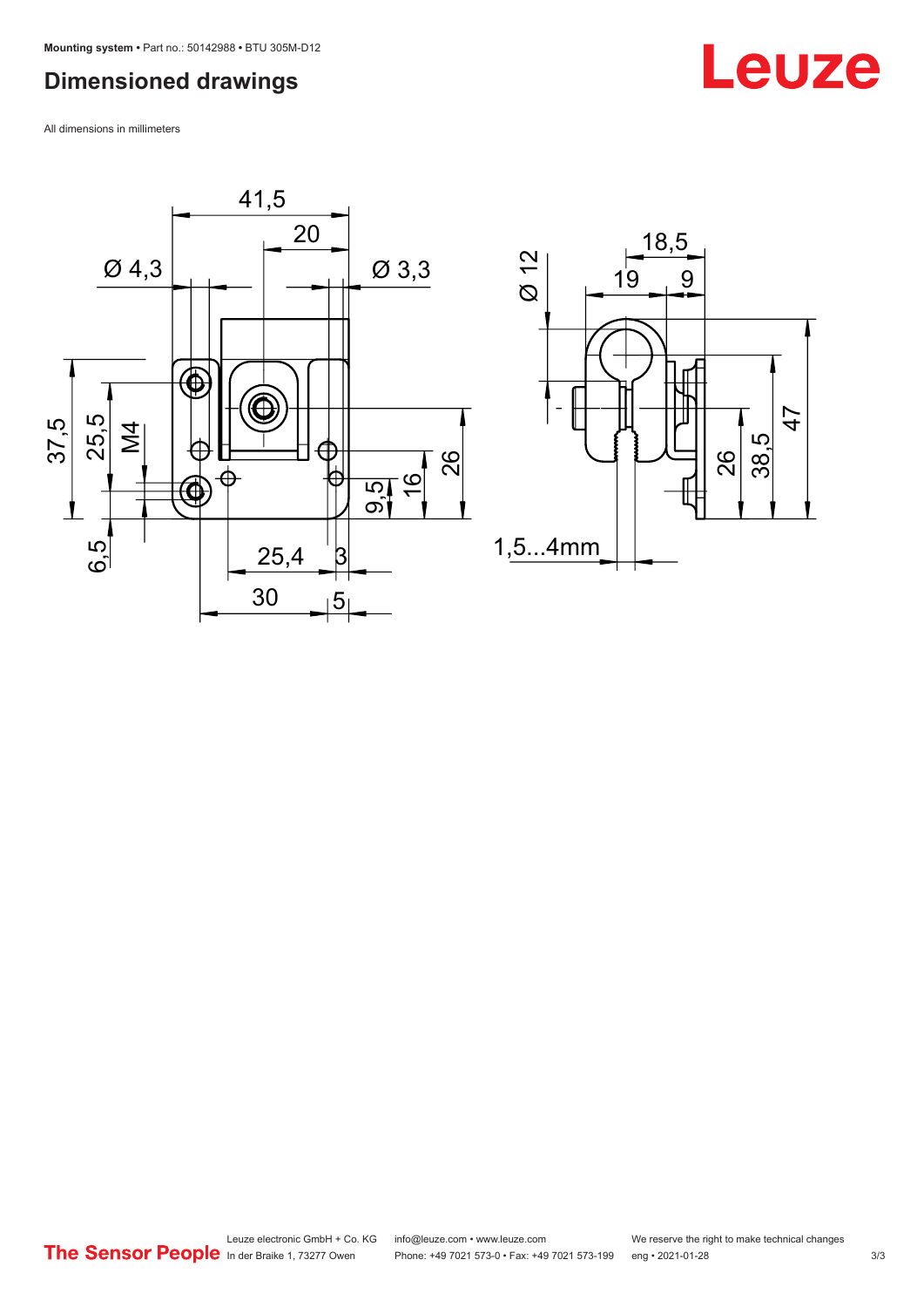## Dimensioned drawings

All dimensions in millimeters

41,5
20
Ø 4,3
Ø 3,3
37,5
25,5
M4
9,5
16
26
6,5
25,4
3
30
5

Ø 12
18,5
19
9
26
38,5
47
1,5...4mm